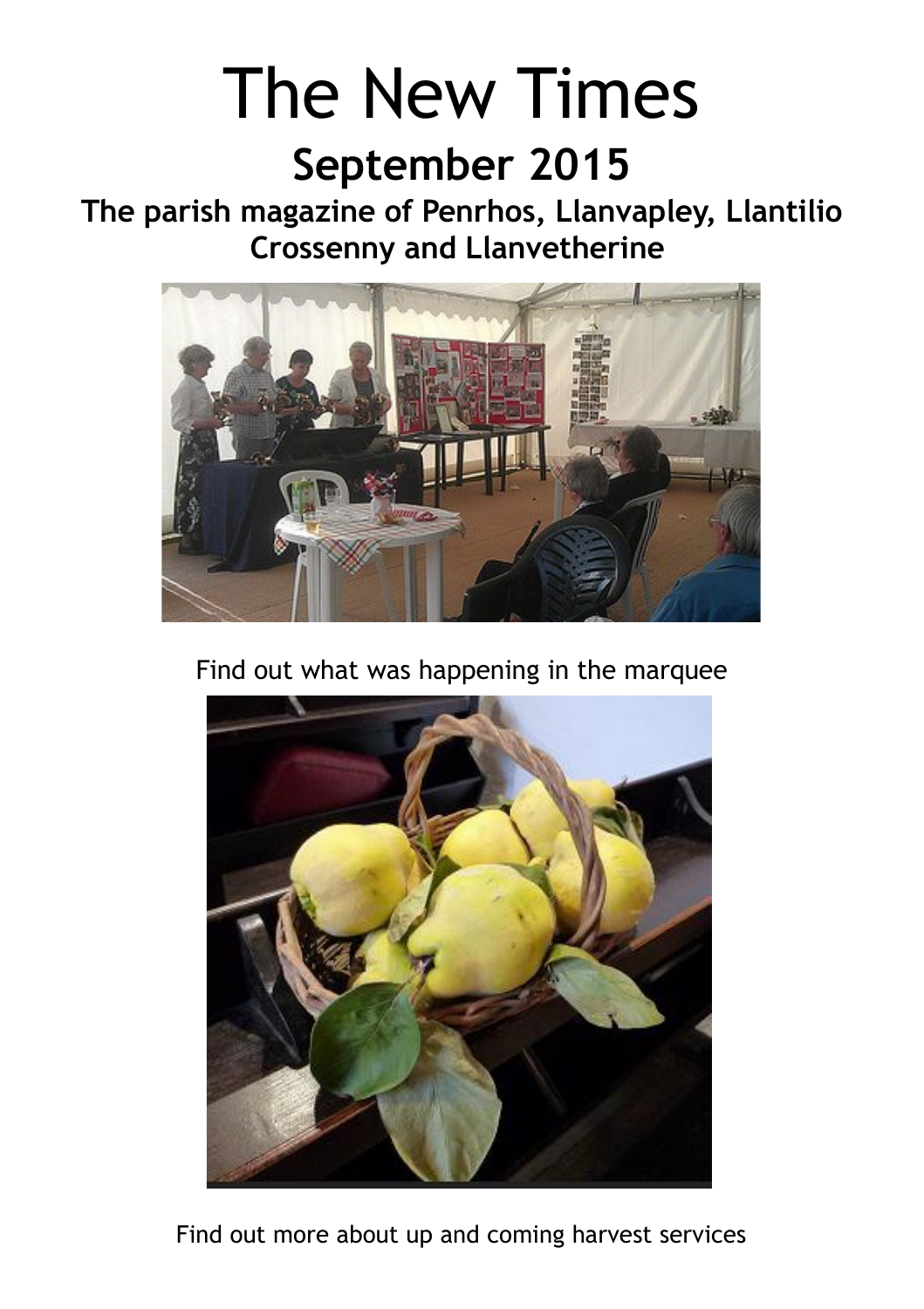# The New Times

## September 2015

### The parish magazine of Penrhos, Llanvapley, Llantilio Crossenny and Llanvetherine

Find out what was happening in the marquee

Find out more about up and coming harvest services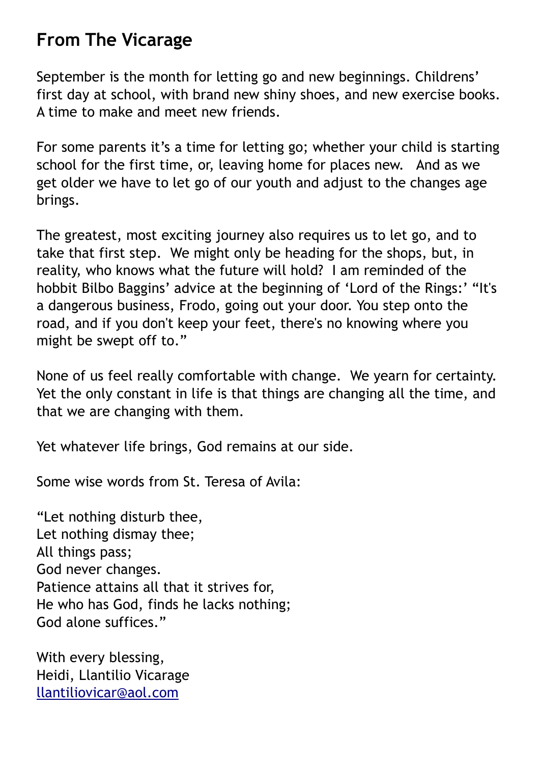## From The Vicarage

September is the month for letting go and new beginnings. Childrens' first day at school, with brand new shiny shoes, and new exercise books. A time to make and meet new friends.

For some parents it's a time for letting go; whether your child is starting school for the first time, or, leaving home for places new. And as we get older we have to let go of our youth and adjust to the changes age brings.

The greatest, most exciting journey also requires us to let go, and to take that first step. We might only be heading for the shops, but, in reality, who knows what the future will hold? I am reminded of the hobbit Bilbo Baggins' advice at the beginning of 'Lord of the Rings:' "It's a dangerous business, Frodo, going out your door. You step onto the road, and if you don't keep your feet, there's no knowing where you might be swept off to."

None of us feel really comfortable with change. We yearn for certainty. Yet the only constant in life is that things are changing all the time, and that we are changing with them.

Yet whatever life brings, God remains at our side.

Some wise words from St. Teresa of Avila:

"Let nothing disturb thee,  
Let nothing dismay thee;  
All things pass;  
God never changes.  
Patience attains all that it strives for,  
He who has God, finds he lacks nothing;  
God alone suffices."

With every blessing,  
Heidi, Llantilio Vicarage  
llantiliovicar@aol.com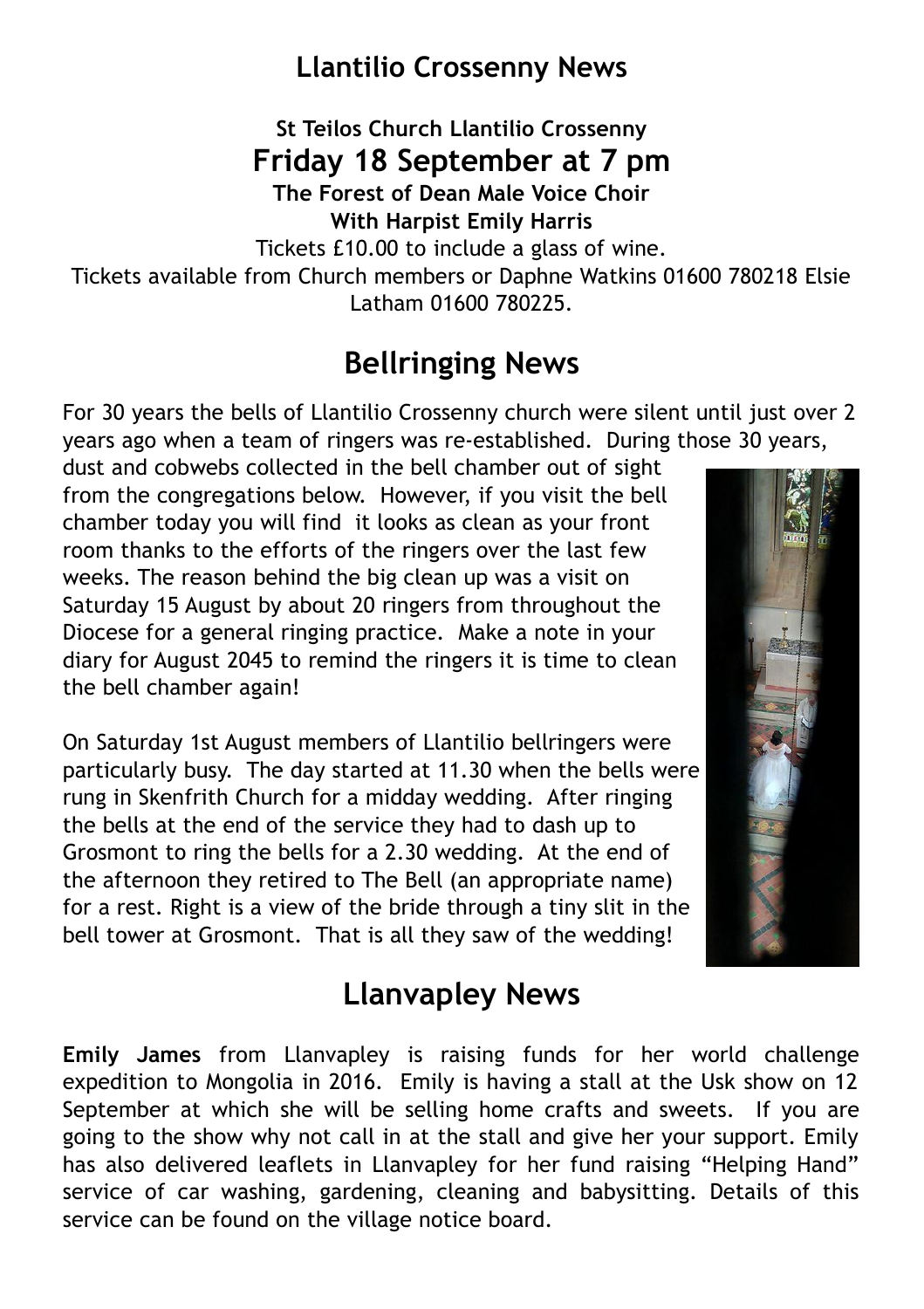# Llantilio Crossenny News

**St Teilos Church Llantilio Crossenny**

## Friday 18 September at 7 pm

**The Forest of Dean Male Voice Choir**
**With Harpist Emily Harris**

Tickets £10.00 to include a glass of wine.
Tickets available from Church members or Daphne Watkins 01600 780218 Elsie Latham 01600 780225.

# Bellringing News

For 30 years the bells of Llantilio Crossenny church were silent until just over 2 years ago when a team of ringers was re-established. During those 30 years, dust and cobwebs collected in the bell chamber out of sight from the congregations below. However, if you visit the bell chamber today you will find it looks as clean as your front room thanks to the efforts of the ringers over the last few weeks. The reason behind the big clean up was a visit on Saturday 15 August by about 20 ringers from throughout the Diocese for a general ringing practice. Make a note in your diary for August 2045 to remind the ringers it is time to clean the bell chamber again!

On Saturday 1st August members of Llantilio bellringers were particularly busy. The day started at 11.30 when the bells were rung in Skenfrith Church for a midday wedding. After ringing the bells at the end of the service they had to dash up to Grosmont to ring the bells for a 2.30 wedding. At the end of the afternoon they retired to The Bell (an appropriate name) for a rest. Right is a view of the bride through a tiny slit in the bell tower at Grosmont. That is all they saw of the wedding!

# Llanvapley News

**Emily James** from Llanvapley is raising funds for her world challenge expedition to Mongolia in 2016. Emily is having a stall at the Usk show on 12 September at which she will be selling home crafts and sweets. If you are going to the show why not call in at the stall and give her your support. Emily has also delivered leaflets in Llanvapley for her fund raising "Helping Hand" service of car washing, gardening, cleaning and babysitting. Details of this service can be found on the village notice board.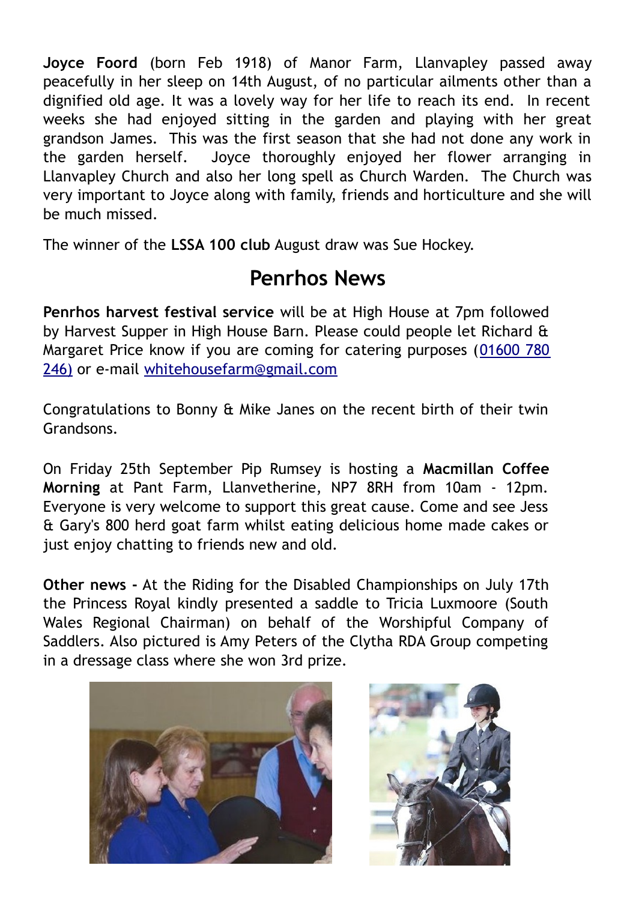**Joyce Foord** (born Feb 1918) of Manor Farm, Llanvapley passed away peacefully in her sleep on 14th August, of no particular ailments other than a dignified old age. It was a lovely way for her life to reach its end. In recent weeks she had enjoyed sitting in the garden and playing with her great grandson James. This was the first season that she had not done any work in the garden herself. Joyce thoroughly enjoyed her flower arranging in Llanvapley Church and also her long spell as Church Warden. The Church was very important to Joyce along with family, friends and horticulture and she will be much missed.

The winner of the **LSSA 100 club** August draw was Sue Hockey.

## Penrhos News

**Penrhos harvest festival service** will be at High House at 7pm followed by Harvest Supper in High House Barn. Please could people let Richard & Margaret Price know if you are coming for catering purposes (01600 780 246) or e-mail whitehousefarm@gmail.com

Congratulations to Bonny & Mike Janes on the recent birth of their twin Grandsons.

On Friday 25th September Pip Rumsey is hosting a **Macmillan Coffee Morning** at Pant Farm, Llanvetherine, NP7 8RH from 10am - 12pm. Everyone is very welcome to support this great cause. Come and see Jess & Gary's 800 herd goat farm whilst eating delicious home made cakes or just enjoy chatting to friends new and old.

**Other news -** At the Riding for the Disabled Championships on July 17th the Princess Royal kindly presented a saddle to Tricia Luxmoore (South Wales Regional Chairman) on behalf of the Worshipful Company of Saddlers. Also pictured is Amy Peters of the Clytha RDA Group competing in a dressage class where she won 3rd prize.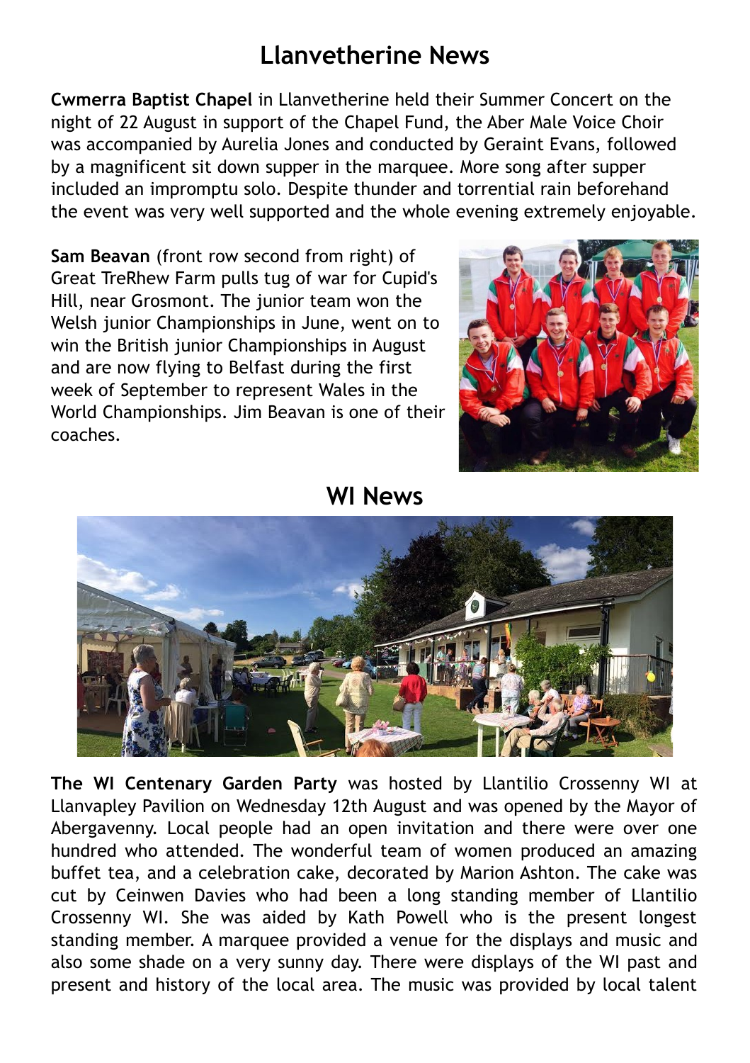# Llanvetherine News

**Cwmerra Baptist Chapel** in Llanvetherine held their Summer Concert on the night of 22 August in support of the Chapel Fund, the Aber Male Voice Choir was accompanied by Aurelia Jones and conducted by Geraint Evans, followed by a magnificent sit down supper in the marquee. More song after supper included an impromptu solo. Despite thunder and torrential rain beforehand the event was very well supported and the whole evening extremely enjoyable.

**Sam Beavan** (front row second from right) of Great TreRhew Farm pulls tug of war for Cupid's Hill, near Grosmont. The junior team won the Welsh junior Championships in June, went on to win the British junior Championships in August and are now flying to Belfast during the first week of September to represent Wales in the World Championships. Jim Beavan is one of their coaches.

# WI News

**The WI Centenary Garden Party** was hosted by Llantilio Crossenny WI at Llanvapley Pavilion on Wednesday 12th August and was opened by the Mayor of Abergavenny. Local people had an open invitation and there were over one hundred who attended. The wonderful team of women produced an amazing buffet tea, and a celebration cake, decorated by Marion Ashton. The cake was cut by Ceinwen Davies who had been a long standing member of Llantilio Crossenny WI. She was aided by Kath Powell who is the present longest standing member. A marquee provided a venue for the displays and music and also some shade on a very sunny day. There were displays of the WI past and present and history of the local area. The music was provided by local talent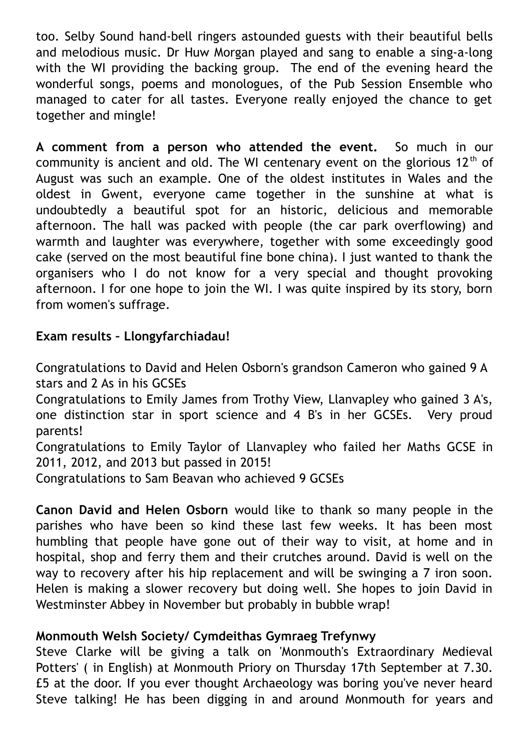too. Selby Sound hand-bell ringers astounded guests with their beautiful bells and melodious music. Dr Huw Morgan played and sang to enable a sing-a-long with the WI providing the backing group. The end of the evening heard the wonderful songs, poems and monologues, of the Pub Session Ensemble who managed to cater for all tastes. Everyone really enjoyed the chance to get together and mingle!

**A comment from a person who attended the event.** So much in our community is ancient and old. The WI centenary event on the glorious 12th of August was such an example. One of the oldest institutes in Wales and the oldest in Gwent, everyone came together in the sunshine at what is undoubtedly a beautiful spot for an historic, delicious and memorable afternoon. The hall was packed with people (the car park overflowing) and warmth and laughter was everywhere, together with some exceedingly good cake (served on the most beautiful fine bone china). I just wanted to thank the organisers who I do not know for a very special and thought provoking afternoon. I for one hope to join the WI. I was quite inspired by its story, born from women's suffrage.

**Exam results – Llongyfarchiadau!**

Congratulations to David and Helen Osborn's grandson Cameron who gained 9 A stars and 2 As in his GCSEs

Congratulations to Emily James from Trothy View, Llanvapley who gained 3 A's, one distinction star in sport science and 4 B's in her GCSEs. Very proud parents!

Congratulations to Emily Taylor of Llanvapley who failed her Maths GCSE in 2011, 2012, and 2013 but passed in 2015!

Congratulations to Sam Beavan who achieved 9 GCSEs

**Canon David and Helen Osborn** would like to thank so many people in the parishes who have been so kind these last few weeks. It has been most humbling that people have gone out of their way to visit, at home and in hospital, shop and ferry them and their crutches around. David is well on the way to recovery after his hip replacement and will be swinging a 7 iron soon. Helen is making a slower recovery but doing well. She hopes to join David in Westminster Abbey in November but probably in bubble wrap!

**Monmouth Welsh Society/ Cymdeithas Gymraeg Trefynwy**

Steve Clarke will be giving a talk on 'Monmouth's Extraordinary Medieval Potters' ( in English) at Monmouth Priory on Thursday 17th September at 7.30. £5 at the door. If you ever thought Archaeology was boring you've never heard Steve talking! He has been digging in and around Monmouth for years and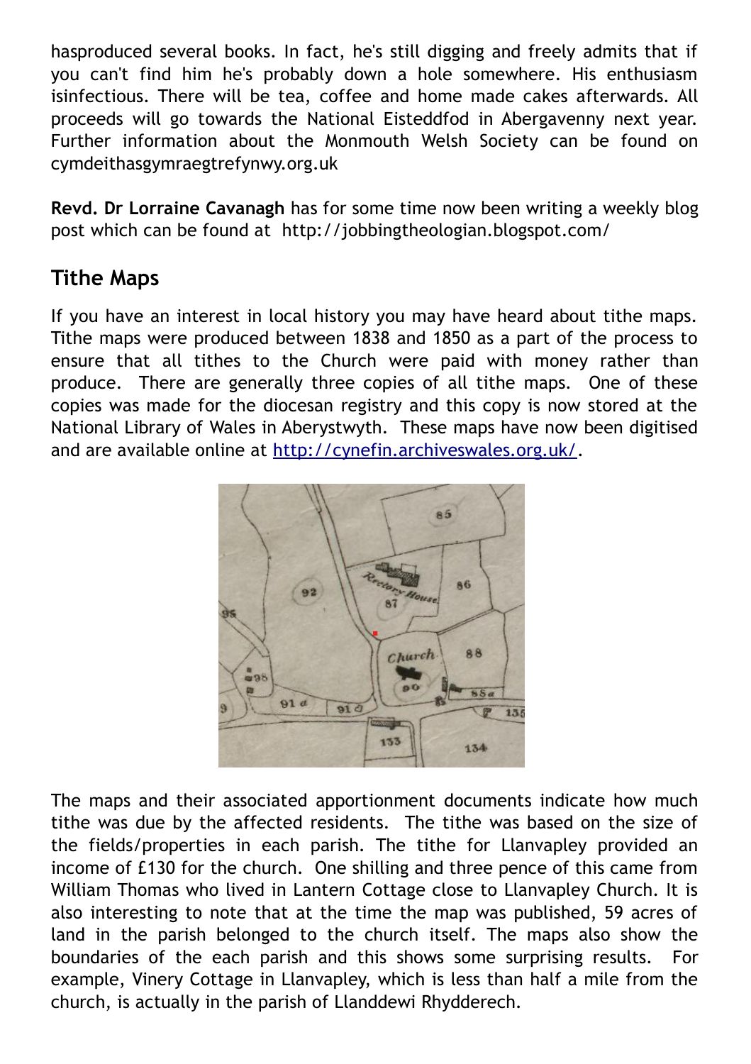hasproduced several books. In fact, he's still digging and freely admits that if you can't find him he's probably down a hole somewhere. His enthusiasm isinfectious. There will be tea, coffee and home made cakes afterwards. All proceeds will go towards the National Eisteddfod in Abergavenny next year. Further information about the Monmouth Welsh Society can be found on cymdeithasgymraegtrefynwy.org.uk

**Revd. Dr Lorraine Cavanagh** has for some time now been writing a weekly blog post which can be found at http://jobbingtheologian.blogspot.com/

## Tithe Maps

If you have an interest in local history you may have heard about tithe maps. Tithe maps were produced between 1838 and 1850 as a part of the process to ensure that all tithes to the Church were paid with money rather than produce. There are generally three copies of all tithe maps. One of these copies was made for the diocesan registry and this copy is now stored at the National Library of Wales in Aberystwyth. These maps have now been digitised and are available online at [http://cynefin.archiveswales.org.uk/](http://cynefin.archiveswales.org.uk/).

The maps and their associated apportionment documents indicate how much tithe was due by the affected residents. The tithe was based on the size of the fields/properties in each parish. The tithe for Llanvapley provided an income of £130 for the church. One shilling and three pence of this came from William Thomas who lived in Lantern Cottage close to Llanvapley Church. It is also interesting to note that at the time the map was published, 59 acres of land in the parish belonged to the church itself. The maps also show the boundaries of the each parish and this shows some surprising results. For example, Vinery Cottage in Llanvapley, which is less than half a mile from the church, is actually in the parish of Llanddewi Rhydderech.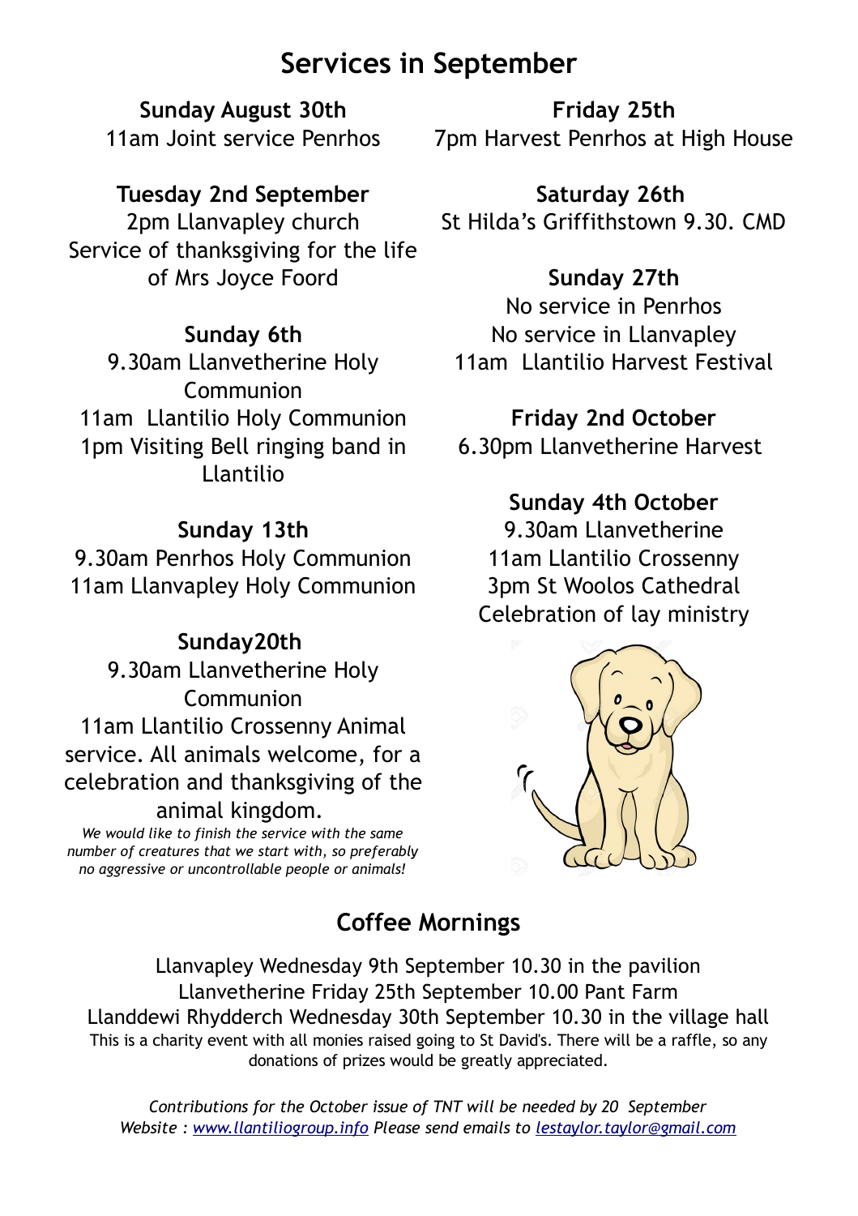# Services in September

**Sunday August 30th**
11am Joint service Penrhos

**Tuesday 2nd September**
2pm Llanvapley church
Service of thanksgiving for the life of Mrs Joyce Foord

**Sunday 6th**
9.30am Llanvetherine Holy Communion
11am Llantilio Holy Communion
1pm Visiting Bell ringing band in Llantilio

**Sunday 13th**
9.30am Penrhos Holy Communion
11am Llanvapley Holy Communion

**Sunday20th**
9.30am Llanvetherine Holy Communion
11am Llantilio Crossenny Animal service. All animals welcome, for a celebration and thanksgiving of the animal kingdom.

*We would like to finish the service with the same number of creatures that we start with, so preferably no aggressive or uncontrollable people or animals!*

**Friday 25th**
7pm Harvest Penrhos at High House

**Saturday 26th**
St Hilda's Griffithstown 9.30. CMD

**Sunday 27th**
No service in Penrhos
No service in Llanvapley
11am Llantilio Harvest Festival

**Friday 2nd October**
6.30pm Llanvetherine Harvest

**Sunday 4th October**
9.30am Llanvetherine
11am Llantilio Crossenny
3pm St Woolos Cathedral
Celebration of lay ministry

## Coffee Mornings

Llanvapley Wednesday 9th September 10.30 in the pavilion
Llanvetherine Friday 25th September 10.00 Pant Farm
Llanddewi Rhydderch Wednesday 30th September 10.30 in the village hall
This is a charity event with all monies raised going to St David's. There will be a raffle, so any donations of prizes would be greatly appreciated.

*Contributions for the October issue of TNT will be needed by 20 September*
*Website : www.llantiliogroup.info Please send emails to lestaylor.taylor@gmail.com*